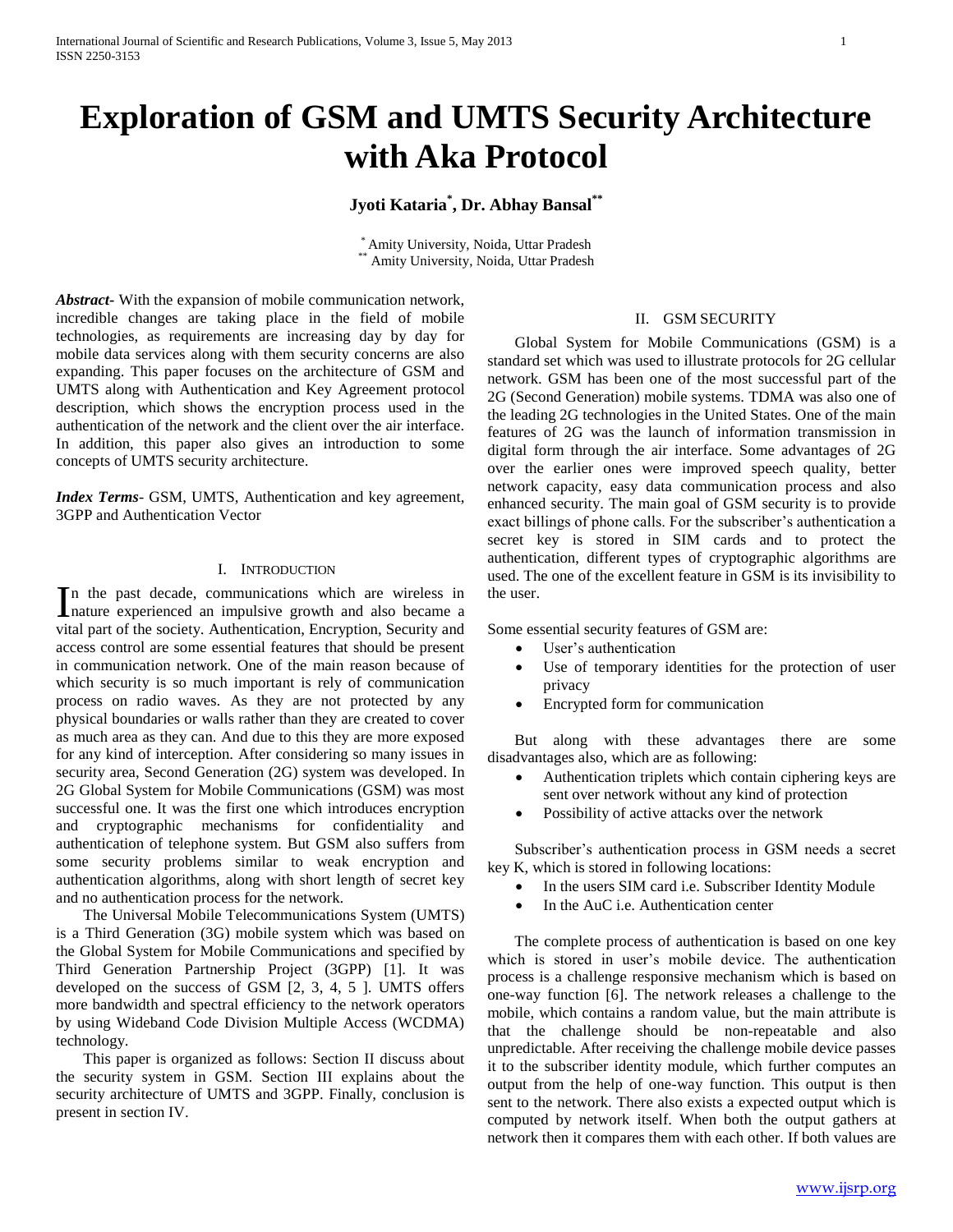# Exploration of GSM and UMTS Security Architecture with Aka Protocol

**Jyoti Kataria[*], Dr. Abhay Bansal[**]**

[*] Amity University, Noida, Uttar Pradesh
[**] Amity University, Noida, Uttar Pradesh

***Abstract-*** With the expansion of mobile communication network, incredible changes are taking place in the field of mobile technologies, as requirements are increasing day by day for mobile data services along with them security concerns are also expanding. This paper focuses on the architecture of GSM and UMTS along with Authentication and Key Agreement protocol description, which shows the encryption process used in the authentication of the network and the client over the air interface. In addition, this paper also gives an introduction to some concepts of UMTS security architecture.

***Index Terms-*** GSM, UMTS, Authentication and key agreement, 3GPP and Authentication Vector

## I. Introduction

In the past decade, communications which are wireless in nature experienced an impulsive growth and also became a vital part of the society. Authentication, Encryption, Security and access control are some essential features that should be present in communication network. One of the main reason because of which security is so much important is rely of communication process on radio waves. As they are not protected by any physical boundaries or walls rather than they are created to cover as much area as they can. And due to this they are more exposed for any kind of interception. After considering so many issues in security area, Second Generation (2G) system was developed. In 2G Global System for Mobile Communications (GSM) was most successful one. It was the first one which introduces encryption and cryptographic mechanisms for confidentiality and authentication of telephone system. But GSM also suffers from some security problems similar to weak encryption and authentication algorithms, along with short length of secret key and no authentication process for the network.

The Universal Mobile Telecommunications System (UMTS) is a Third Generation (3G) mobile system which was based on the Global System for Mobile Communications and specified by Third Generation Partnership Project (3GPP) [1]. It was developed on the success of GSM [2, 3, 4, 5 ]. UMTS offers more bandwidth and spectral efficiency to the network operators by using Wideband Code Division Multiple Access (WCDMA) technology.

This paper is organized as follows: Section II discuss about the security system in GSM. Section III explains about the security architecture of UMTS and 3GPP. Finally, conclusion is present in section IV.

## II. GSM Security

Global System for Mobile Communications (GSM) is a standard set which was used to illustrate protocols for 2G cellular network. GSM has been one of the most successful part of the 2G (Second Generation) mobile systems. TDMA was also one of the leading 2G technologies in the United States. One of the main features of 2G was the launch of information transmission in digital form through the air interface. Some advantages of 2G over the earlier ones were improved speech quality, better network capacity, easy data communication process and also enhanced security. The main goal of GSM security is to provide exact billings of phone calls. For the subscriber's authentication a secret key is stored in SIM cards and to protect the authentication, different types of cryptographic algorithms are used. The one of the excellent feature in GSM is its invisibility to the user.

Some essential security features of GSM are:

- User's authentication
- Use of temporary identities for the protection of user privacy
- Encrypted form for communication

But along with these advantages there are some disadvantages also, which are as following:

- Authentication triplets which contain ciphering keys are sent over network without any kind of protection
- Possibility of active attacks over the network

Subscriber's authentication process in GSM needs a secret key K, which is stored in following locations:

- In the users SIM card i.e. Subscriber Identity Module
- In the AuC i.e. Authentication center

The complete process of authentication is based on one key which is stored in user's mobile device. The authentication process is a challenge responsive mechanism which is based on one-way function [6]. The network releases a challenge to the mobile, which contains a random value, but the main attribute is that the challenge should be non-repeatable and also unpredictable. After receiving the challenge mobile device passes it to the subscriber identity module, which further computes an output from the help of one-way function. This output is then sent to the network. There also exists a expected output which is computed by network itself. When both the output gathers at network then it compares them with each other. If both values are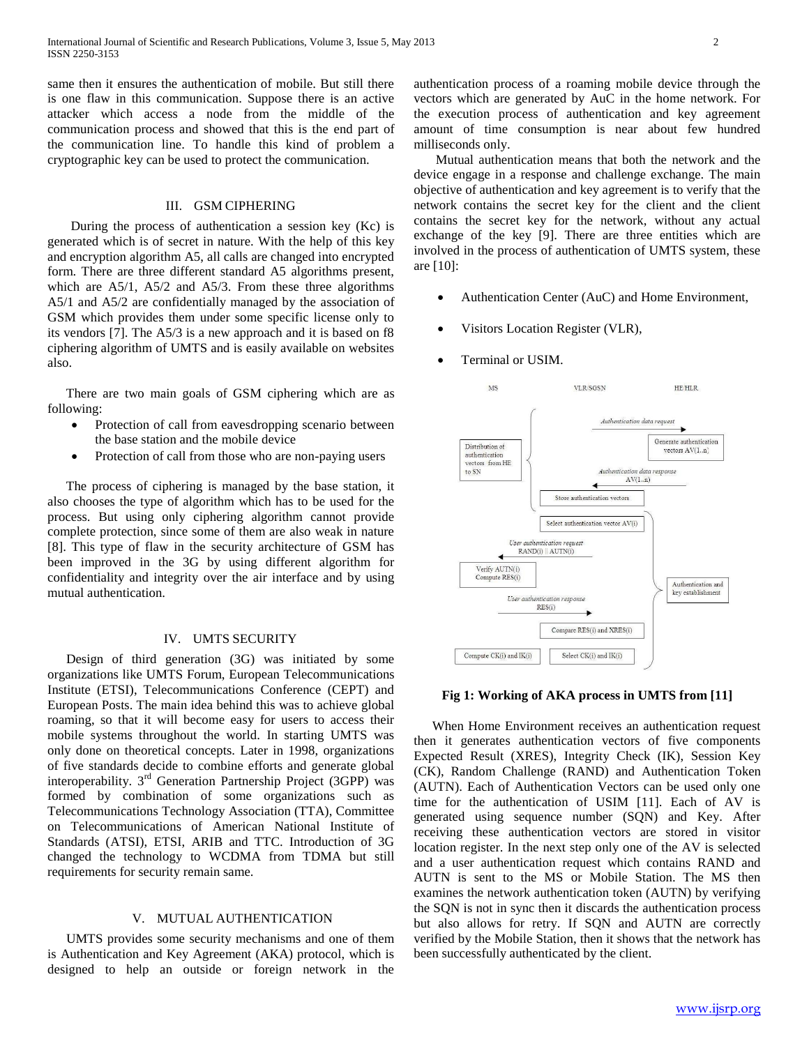same then it ensures the authentication of mobile. But still there is one flaw in this communication. Suppose there is an active attacker which access a node from the middle of the communication process and showed that this is the end part of the communication line. To handle this kind of problem a cryptographic key can be used to protect the communication.

## III. GSM CIPHERING

During the process of authentication a session key (Kc) is generated which is of secret in nature. With the help of this key and encryption algorithm A5, all calls are changed into encrypted form. There are three different standard A5 algorithms present, which are A5/1, A5/2 and A5/3. From these three algorithms A5/1 and A5/2 are confidentially managed by the association of GSM which provides them under some specific license only to its vendors [7]. The A5/3 is a new approach and it is based on f8 ciphering algorithm of UMTS and is easily available on websites also.

There are two main goals of GSM ciphering which are as following:

- Protection of call from eavesdropping scenario between the base station and the mobile device
- Protection of call from those who are non-paying users

The process of ciphering is managed by the base station, it also chooses the type of algorithm which has to be used for the process. But using only ciphering algorithm cannot provide complete protection, since some of them are also weak in nature [8]. This type of flaw in the security architecture of GSM has been improved in the 3G by using different algorithm for confidentiality and integrity over the air interface and by using mutual authentication.

## IV. UMTS SECURITY

Design of third generation (3G) was initiated by some organizations like UMTS Forum, European Telecommunications Institute (ETSI), Telecommunications Conference (CEPT) and European Posts. The main idea behind this was to achieve global roaming, so that it will become easy for users to access their mobile systems throughout the world. In starting UMTS was only done on theoretical concepts. Later in 1998, organizations of five standards decide to combine efforts and generate global interoperability. 3rd Generation Partnership Project (3GPP) was formed by combination of some organizations such as Telecommunications Technology Association (TTA), Committee on Telecommunications of American National Institute of Standards (ATSI), ETSI, ARIB and TTC. Introduction of 3G changed the technology to WCDMA from TDMA but still requirements for security remain same.

## V. MUTUAL AUTHENTICATION

UMTS provides some security mechanisms and one of them is Authentication and Key Agreement (AKA) protocol, which is designed to help an outside or foreign network in the authentication process of a roaming mobile device through the vectors which are generated by AuC in the home network. For the execution process of authentication and key agreement amount of time consumption is near about few hundred milliseconds only.

Mutual authentication means that both the network and the device engage in a response and challenge exchange. The main objective of authentication and key agreement is to verify that the network contains the secret key for the client and the client contains the secret key for the network, without any actual exchange of the key [9]. There are three entities which are involved in the process of authentication of UMTS system, these are [10]:

- Authentication Center (AuC) and Home Environment,
- Visitors Location Register (VLR),
- Terminal or USIM.

| MS | VLR/SGSN | HE/HLR |
|---|---|---|
| Distribution of authentication vectors from HE to SN | *Authentication data request* → | Generate authentication vectors AV(1..n) |
| | ← *Authentication data response* AV(1..n) | |
| | Store authentication vectors | |
| | Select authentication vector AV(i) | Authentication and key establishment |
| ← *User authentication request* RAND(i) \|\| AUTN(i) | | |
| Verify AUTN(i) Compute RES(i) | | |
| *User authentication response* RES(i) → | | |
| | Compare RES(i) and XRES(i) | |
| Compute CK(i) and IK(i) | Select CK(i) and IK(i) | |

**Fig 1: Working of AKA process in UMTS from [11]**

When Home Environment receives an authentication request then it generates authentication vectors of five components Expected Result (XRES), Integrity Check (IK), Session Key (CK), Random Challenge (RAND) and Authentication Token (AUTN). Each of Authentication Vectors can be used only one time for the authentication of USIM [11]. Each of AV is generated using sequence number (SQN) and Key. After receiving these authentication vectors are stored in visitor location register. In the next step only one of the AV is selected and a user authentication request which contains RAND and AUTN is sent to the MS or Mobile Station. The MS then examines the network authentication token (AUTN) by verifying the SQN is not in sync then it discards the authentication process but also allows for retry. If SQN and AUTN are correctly verified by the Mobile Station, then it shows that the network has been successfully authenticated by the client.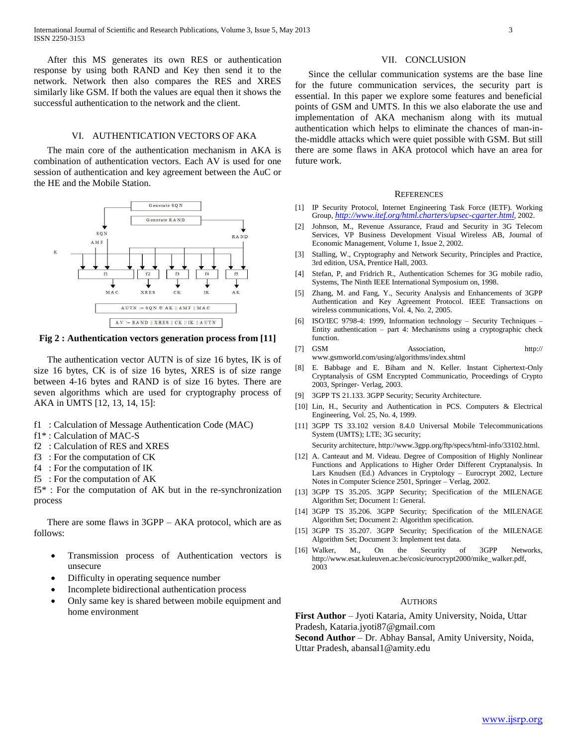After this MS generates its own RES or authentication response by using both RAND and Key then send it to the network. Network then also compares the RES and XRES similarly like GSM. If both the values are equal then it shows the successful authentication to the network and the client.

## VI. AUTHENTICATION VECTORS OF AKA

The main core of the authentication mechanism in AKA is combination of authentication vectors. Each AV is used for one session of authentication and key agreement between the AuC or the HE and the Mobile Station.

Generate SQN

Generate RAND

SQN

AMF

RAND

K

f1 f2 f3 f4 f5

MAC XRES CK IK AK

AUTN := SQN ⊕ AK || AMF || MAC

AV := RAND || XRES || CK || IK || AUTN

**Fig 2 : Authentication vectors generation process from [11]**

The authentication vector AUTN is of size 16 bytes, IK is of size 16 bytes, CK is of size 16 bytes, XRES is of size range between 4-16 bytes and RAND is of size 16 bytes. There are seven algorithms which are used for cryptography process of AKA in UMTS [12, 13, 14, 15]:

f1 : Calculation of Message Authentication Code (MAC)
f1* : Calculation of MAC-S
f2 : Calculation of RES and XRES
f3 : For the computation of CK
f4 : For the computation of IK
f5 : For the computation of AK
f5* : For the computation of AK but in the re-synchronization process

There are some flaws in 3GPP – AKA protocol, which are as follows:

- Transmission process of Authentication vectors is unsecure
- Difficulty in operating sequence number
- Incomplete bidirectional authentication process
- Only same key is shared between mobile equipment and home environment

## VII. CONCLUSION

Since the cellular communication systems are the base line for the future communication services, the security part is essential. In this paper we explore some features and beneficial points of GSM and UMTS. In this we also elaborate the use and implementation of AKA mechanism along with its mutual authentication which helps to eliminate the chances of man-in-the-middle attacks which were quiet possible with GSM. But still there are some flaws in AKA protocol which have an area for future work.

## REFERENCES

[1] IP Security Protocol, Internet Engineering Task Force (IETF). Working Group, *http://www.itef.org/html.charters/upsec-cgarter.html*, 2002.

[2] Johnson, M., Revenue Assurance, Fraud and Security in 3G Telecom Services, VP Business Development Visual Wireless AB, Journal of Economic Management, Volume 1, Issue 2, 2002.

[3] Stalling, W., Cryptography and Network Security, Principles and Practice, 3rd edition, USA, Prentice Hall, 2003.

[4] Stefan, P, and Fridrich R., Authentication Schemes for 3G mobile radio, Systems, The Ninth IEEE International Symposium on, 1998.

[5] Zhang, M. and Fang, Y., Security Analysis and Enhancements of 3GPP Authentication and Key Agreement Protocol. IEEE Transactions on wireless communications, Vol. 4, No. 2, 2005.

[6] ISO/IEC 9798-4: 1999, Information technology – Security Techniques – Entity authentication – part 4: Mechanisms using a cryptographic check function.

[7] GSM Association, http:// www.gsmworld.com/using/algorithms/index.shtml

[8] E. Babbage and E. Biham and N. Keller. Instant Ciphertext-Only Cryptanalysis of GSM Encrypted Communicatio, Proceedings of Crypto 2003, Springer- Verlag, 2003.

[9] 3GPP TS 21.133. 3GPP Security; Security Architecture.

[10] Lin, H., Security and Authentication in PCS. Computers & Electrical Engineering, Vol. 25, No. 4, 1999.

[11] 3GPP TS 33.102 version 8.4.0 Universal Mobile Telecommunications System (UMTS); LTE; 3G security;
Security architecture, http://www.3gpp.org/ftp/specs/html-info/33102.html.

[12] A. Canteaut and M. Videau. Degree of Composition of Highly Nonlinear Functions and Applications to Higher Order Different Cryptanalysis. In Lars Knudsen (Ed.) Advances in Cryptology – Eurocrypt 2002, Lecture Notes in Computer Science 2501, Springer – Verlag, 2002.

[13] 3GPP TS 35.205. 3GPP Security; Specification of the MILENAGE Algorithm Set; Document 1: General.

[14] 3GPP TS 35.206. 3GPP Security; Specification of the MILENAGE Algorithm Set; Document 2: Algorithm specification.

[15] 3GPP TS 35.207. 3GPP Security; Specification of the MILENAGE Algorithm Set; Document 3: Implement test data.

[16] Walker, M., On the Security of 3GPP Networks, http://www.esat.kuleuven.ac.be/cosic/eurocrypt2000/mike_walker.pdf, 2003

## AUTHORS

**First Author** – Jyoti Kataria, Amity University, Noida, Uttar Pradesh, Kataria.jyoti87@gmail.com

**Second Author** – Dr. Abhay Bansal, Amity University, Noida, Uttar Pradesh, abansal1@amity.edu